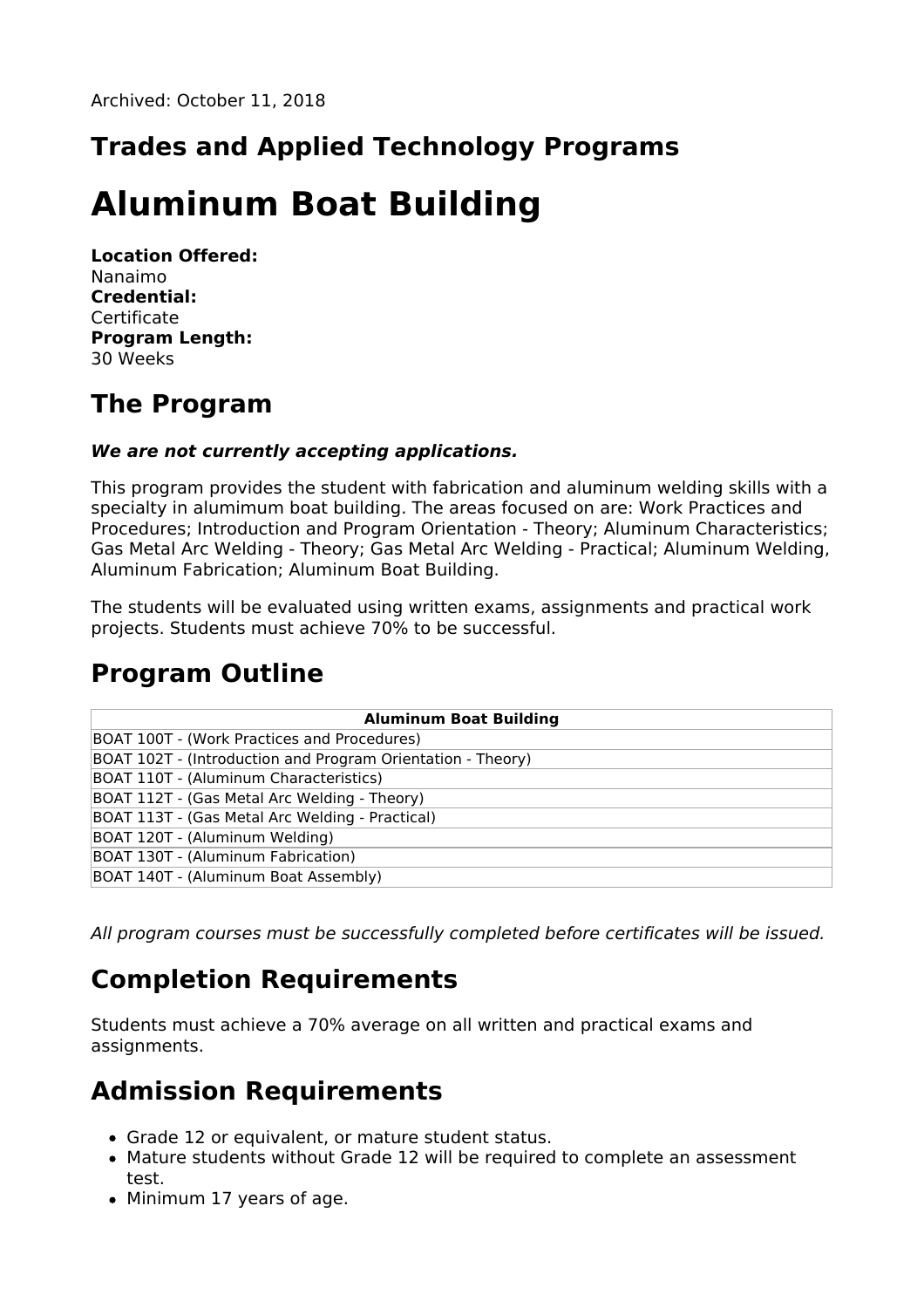Archived: October 11, 2018

## Trades and Applied Technology Programs

# Aluminum Boat Building

**Location Offered:**
Nanaimo
**Credential:**
Certificate
**Program Length:**
30 Weeks

## The Program

***We are not currently accepting applications.***

This program provides the student with fabrication and aluminum welding skills with a specialty in alumimum boat building. The areas focused on are: Work Practices and Procedures; Introduction and Program Orientation - Theory; Aluminum Characteristics; Gas Metal Arc Welding - Theory; Gas Metal Arc Welding - Practical; Aluminum Welding, Aluminum Fabrication; Aluminum Boat Building.

The students will be evaluated using written exams, assignments and practical work projects. Students must achieve 70% to be successful.

## Program Outline

| Aluminum Boat Building |
|---|
| BOAT 100T - (Work Practices and Procedures) |
| BOAT 102T - (Introduction and Program Orientation - Theory) |
| BOAT 110T - (Aluminum Characteristics) |
| BOAT 112T - (Gas Metal Arc Welding - Theory) |
| BOAT 113T - (Gas Metal Arc Welding - Practical) |
| BOAT 120T - (Aluminum Welding) |
| BOAT 130T - (Aluminum Fabrication) |
| BOAT 140T - (Aluminum Boat Assembly) |

*All program courses must be successfully completed before certificates will be issued.*

## Completion Requirements

Students must achieve a 70% average on all written and practical exams and assignments.

## Admission Requirements

- Grade 12 or equivalent, or mature student status.
- Mature students without Grade 12 will be required to complete an assessment test.
- Minimum 17 years of age.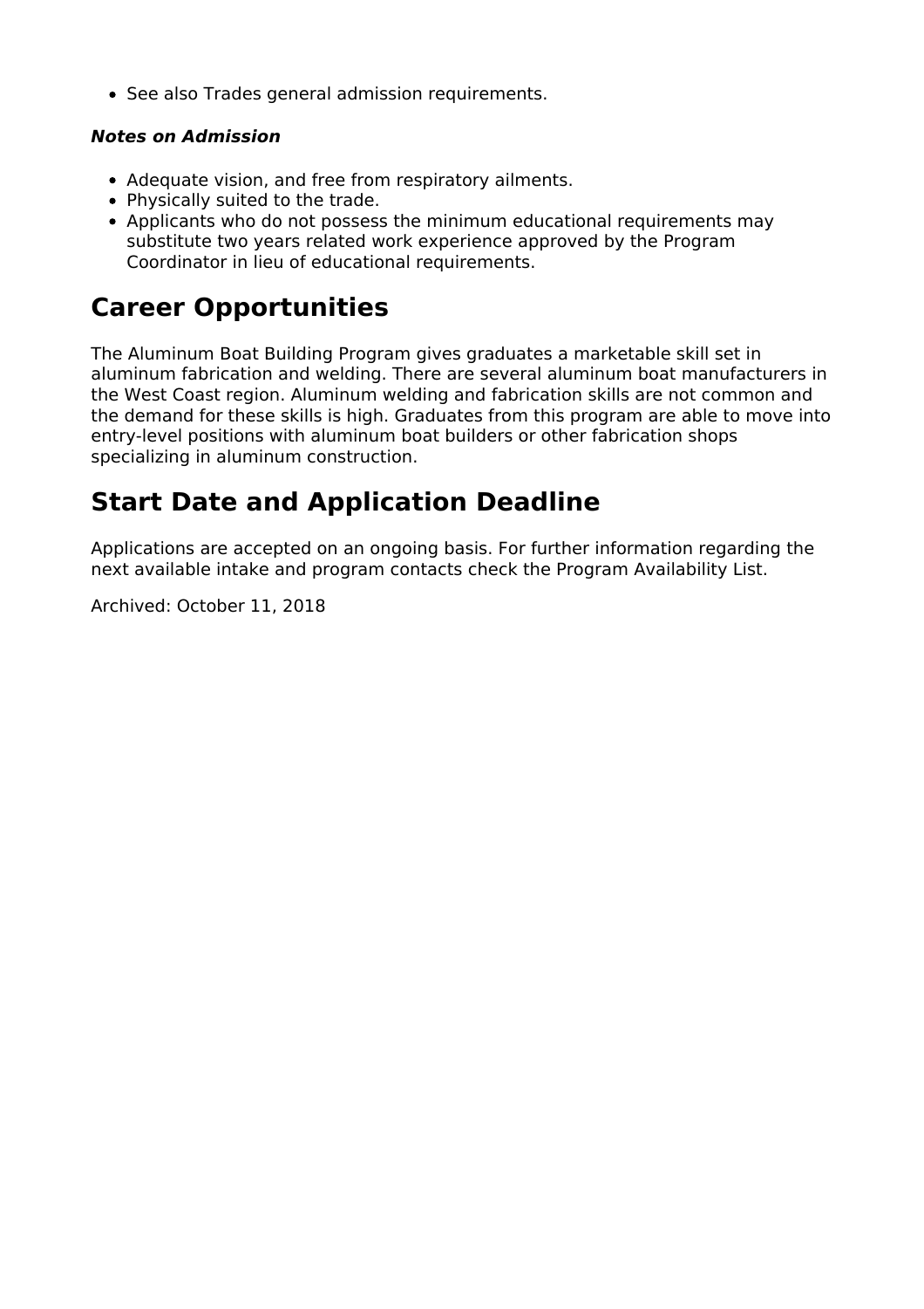- See also Trades general admission requirements.

***Notes on Admission***

- Adequate vision, and free from respiratory ailments.
- Physically suited to the trade.
- Applicants who do not possess the minimum educational requirements may substitute two years related work experience approved by the Program Coordinator in lieu of educational requirements.

## Career Opportunities

The Aluminum Boat Building Program gives graduates a marketable skill set in aluminum fabrication and welding. There are several aluminum boat manufacturers in the West Coast region. Aluminum welding and fabrication skills are not common and the demand for these skills is high. Graduates from this program are able to move into entry-level positions with aluminum boat builders or other fabrication shops specializing in aluminum construction.

## Start Date and Application Deadline

Applications are accepted on an ongoing basis. For further information regarding the next available intake and program contacts check the Program Availability List.

Archived: October 11, 2018